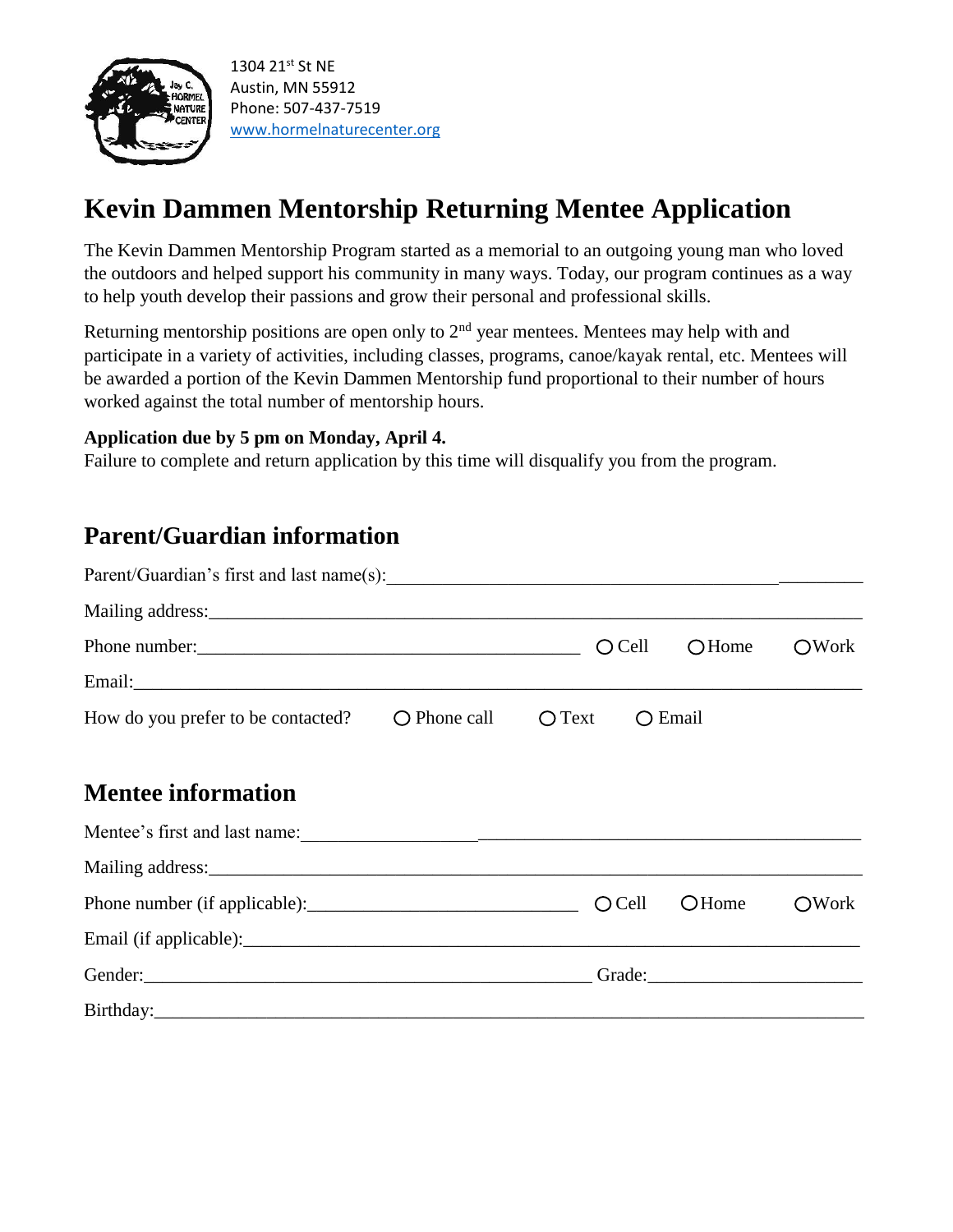1304 21st St NE
Austin, MN 55912
Phone: 507-437-7519
www.hormelnaturecenter.org

# Kevin Dammen Mentorship Returning Mentee Application

The Kevin Dammen Mentorship Program started as a memorial to an outgoing young man who loved the outdoors and helped support his community in many ways. Today, our program continues as a way to help youth develop their passions and grow their personal and professional skills.

Returning mentorship positions are open only to 2nd year mentees. Mentees may help with and participate in a variety of activities, including classes, programs, canoe/kayak rental, etc. Mentees will be awarded a portion of the Kevin Dammen Mentorship fund proportional to their number of hours worked against the total number of mentorship hours.

**Application due by 5 pm on Monday, April 4.**
Failure to complete and return application by this time will disqualify you from the program.

## Parent/Guardian information

Parent/Guardian's first and last name(s):______________________________________________________

Mailing address:______________________________________________________________________

Phone number:________________________________________ ○ Cell ○ Home ○ Work

Email:_______________________________________________________________________________

How do you prefer to be contacted? ○ Phone call ○ Text ○ Email

## Mentee information

Mentee's first and last name:____________________________________________________________

Mailing address:______________________________________________________________________

Phone number (if applicable):_____________________________ ○ Cell ○ Home ○ Work

Email (if applicable):__________________________________________________________________

Gender:________________________________________________ Grade:______________________

Birthday:_____________________________________________________________________________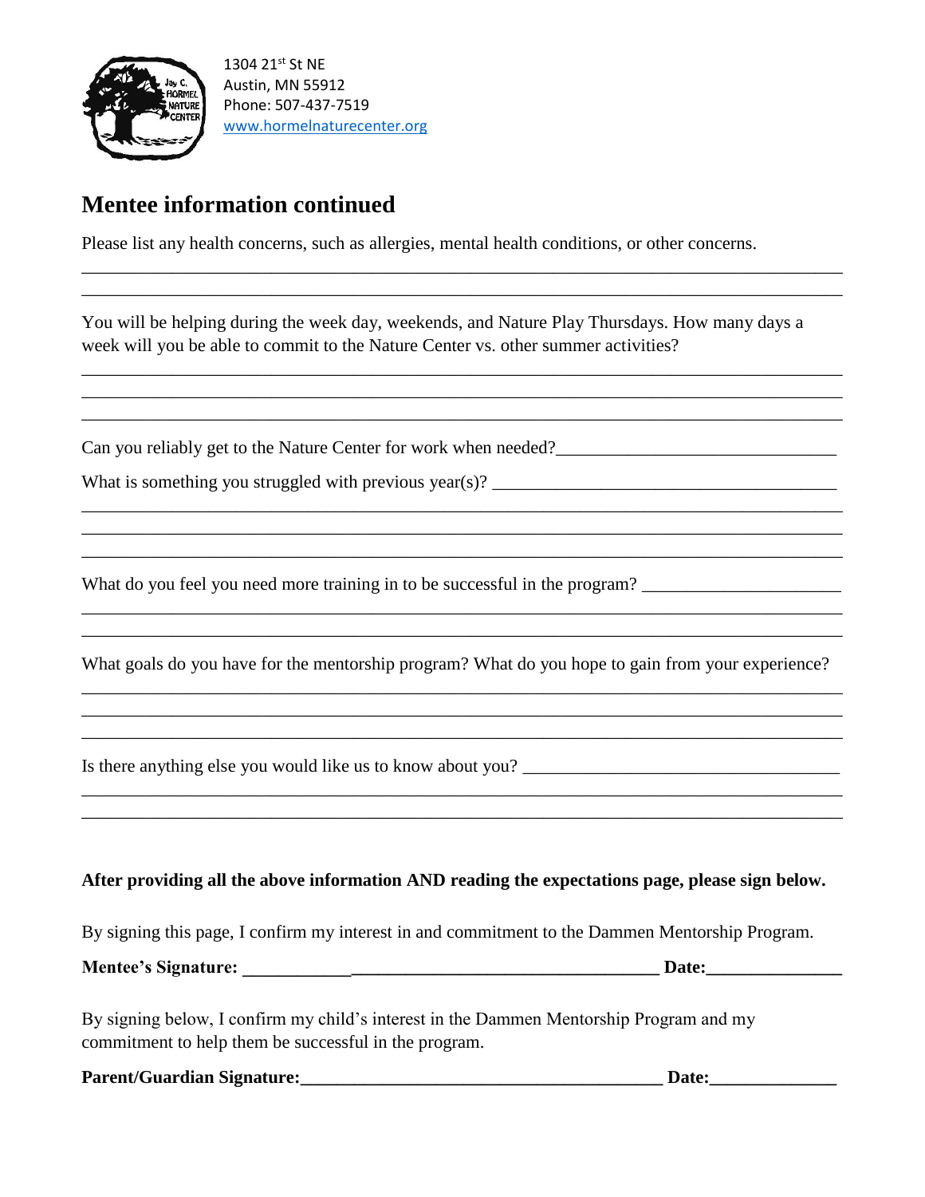1304 21st St NE
Austin, MN 55912
Phone: 507-437-7519
www.hormelnaturecenter.org

## Mentee information continued

Please list any health concerns, such as allergies, mental health conditions, or other concerns.

_______________________________________________________________________________________
_______________________________________________________________________________________

You will be helping during the week day, weekends, and Nature Play Thursdays. How many days a week will you be able to commit to the Nature Center vs. other summer activities?

_______________________________________________________________________________________
_______________________________________________________________________________________
_______________________________________________________________________________________

Can you reliably get to the Nature Center for work when needed?_______________________________

What is something you struggled with previous year(s)? ______________________________________

_______________________________________________________________________________________
_______________________________________________________________________________________
_______________________________________________________________________________________

What do you feel you need more training in to be successful in the program? ______________________

_______________________________________________________________________________________
_______________________________________________________________________________________

What goals do you have for the mentorship program? What do you hope to gain from your experience?

_______________________________________________________________________________________
_______________________________________________________________________________________
_______________________________________________________________________________________

Is there anything else you would like us to know about you? ___________________________________

_______________________________________________________________________________________
_______________________________________________________________________________________

**After providing all the above information AND reading the expectations page, please sign below.**

By signing this page, I confirm my interest in and commitment to the Dammen Mentorship Program.

**Mentee's Signature: ________________________________________________ Date:_______________**

By signing below, I confirm my child's interest in the Dammen Mentorship Program and my commitment to help them be successful in the program.

**Parent/Guardian Signature:_________________________________________ Date:______________**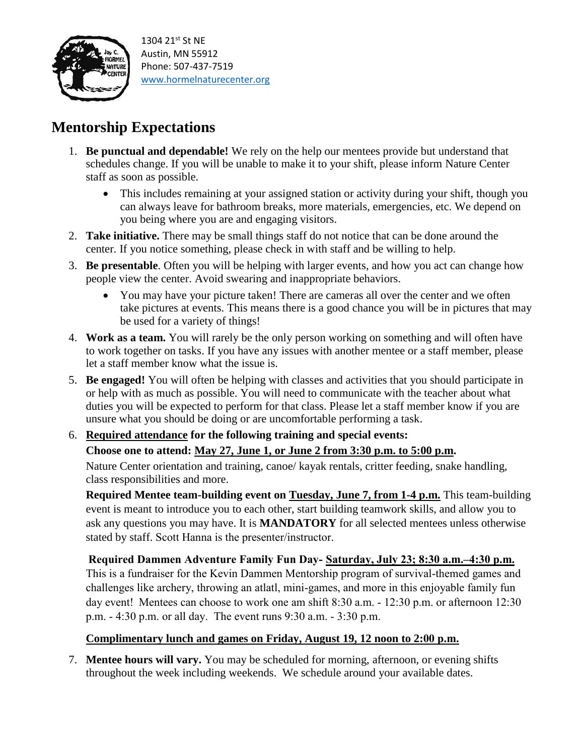1304 21st St NE
Austin, MN 55912
Phone: 507-437-7519
www.hormelnaturecenter.org

# Mentorship Expectations

1. **Be punctual and dependable!** We rely on the help our mentees provide but understand that schedules change. If you will be unable to make it to your shift, please inform Nature Center staff as soon as possible.
    - This includes remaining at your assigned station or activity during your shift, though you can always leave for bathroom breaks, more materials, emergencies, etc. We depend on you being where you are and engaging visitors.
2. **Take initiative.** There may be small things staff do not notice that can be done around the center. If you notice something, please check in with staff and be willing to help.
3. **Be presentable**. Often you will be helping with larger events, and how you act can change how people view the center. Avoid swearing and inappropriate behaviors.
    - You may have your picture taken! There are cameras all over the center and we often take pictures at events. This means there is a good chance you will be in pictures that may be used for a variety of things!
4. **Work as a team.** You will rarely be the only person working on something and will often have to work together on tasks. If you have any issues with another mentee or a staff member, please let a staff member know what the issue is.
5. **Be engaged!** You will often be helping with classes and activities that you should participate in or help with as much as possible. You will need to communicate with the teacher about what duties you will be expected to perform for that class. Please let a staff member know if you are unsure what you should be doing or are uncomfortable performing a task.
6. **<u>Required attendance</u> for the following training and special events:**

    **Choose one to attend: <u>May 27, June 1, or June 2 from 3:30 p.m. to 5:00 p.m</u>.**

    Nature Center orientation and training, canoe/ kayak rentals, critter feeding, snake handling, class responsibilities and more.

    **Required Mentee team-building event on <u>Tuesday, June 7, from 1-4 p.m.</u>** This team-building event is meant to introduce you to each other, start building teamwork skills, and allow you to ask any questions you may have. It is **MANDATORY** for all selected mentees unless otherwise stated by staff. Scott Hanna is the presenter/instructor.

    **Required Dammen Adventure Family Fun Day- <u>Saturday, July 23; 8:30 a.m.–4:30 p.m.</u>** This is a fundraiser for the Kevin Dammen Mentorship program of survival-themed games and challenges like archery, throwing an atlatl, mini-games, and more in this enjoyable family fun day event! Mentees can choose to work one am shift 8:30 a.m. - 12:30 p.m. or afternoon 12:30 p.m. - 4:30 p.m. or all day. The event runs 9:30 a.m. - 3:30 p.m.

    **<u>Complimentary lunch and games on Friday, August 19, 12 noon to 2:00 p.m.</u>**

7. **Mentee hours will vary.** You may be scheduled for morning, afternoon, or evening shifts throughout the week including weekends. We schedule around your available dates.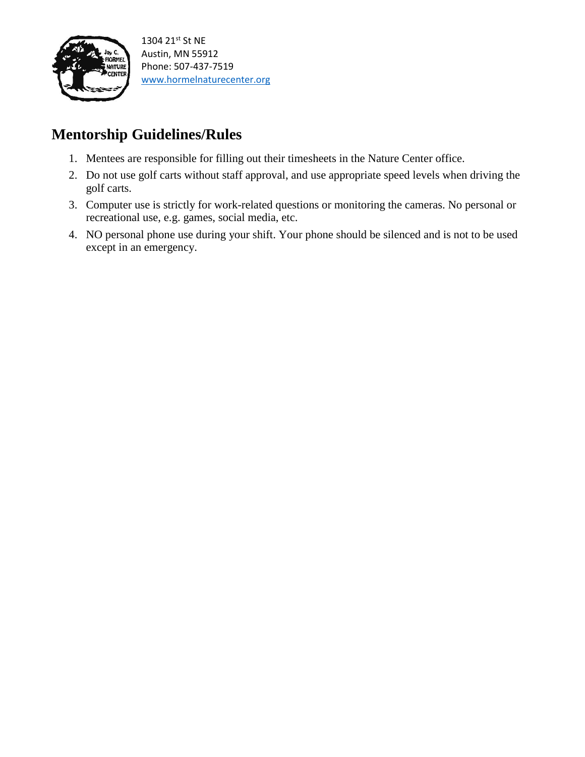1304 21st St NE
Austin, MN 55912
Phone: 507-437-7519
www.hormelnaturecenter.org

## Mentorship Guidelines/Rules

1. Mentees are responsible for filling out their timesheets in the Nature Center office.
2. Do not use golf carts without staff approval, and use appropriate speed levels when driving the golf carts.
3. Computer use is strictly for work-related questions or monitoring the cameras. No personal or recreational use, e.g. games, social media, etc.
4. NO personal phone use during your shift. Your phone should be silenced and is not to be used except in an emergency.